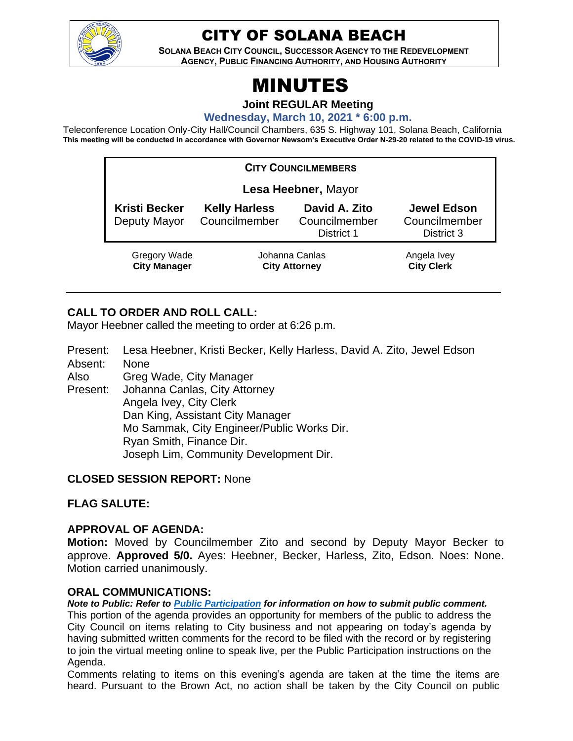# CITY OF SOLANA BEACH

**SOLANA BEACH CITY COUNCIL, SUCCESSOR AGENCY TO THE REDEVELOPMENT AGENCY, PUBLIC FINANCING AUTHORITY, AND HOUSING AUTHORITY**

# MINUTES

**Joint REGULAR Meeting**

**Wednesday, March 10, 2021 * 6:00 p.m.**

Teleconference Location Only-City Hall/Council Chambers, 635 S. Highway 101, Solana Beach, California
**This meeting will be conducted in accordance with Governor Newsom's Executive Order N-29-20 related to the COVID-19 virus.**

**CITY COUNCILMEMBERS**

**Lesa Heebner,** Mayor

| **Kristi Becker** | **Kelly Harless** | **David A. Zito** | **Jewel Edson** |
|---|---|---|---|
| Deputy Mayor | Councilmember | Councilmember District 1 | Councilmember District 3 |

| Gregory Wade | Johanna Canlas | Angela Ivey |
|---|---|---|
| **City Manager** | **City Attorney** | **City Clerk** |

## CALL TO ORDER AND ROLL CALL:

Mayor Heebner called the meeting to order at 6:26 p.m.

Present: Lesa Heebner, Kristi Becker, Kelly Harless, David A. Zito, Jewel Edson
Absent: None
Also Present: Greg Wade, City Manager
Johanna Canlas, City Attorney
Angela Ivey, City Clerk
Dan King, Assistant City Manager
Mo Sammak, City Engineer/Public Works Dir.
Ryan Smith, Finance Dir.
Joseph Lim, Community Development Dir.

## CLOSED SESSION REPORT: None

## FLAG SALUTE:

## APPROVAL OF AGENDA:

**Motion:** Moved by Councilmember Zito and second by Deputy Mayor Becker to approve. **Approved 5/0.** Ayes: Heebner, Becker, Harless, Zito, Edson. Noes: None. Motion carried unanimously.

## ORAL COMMUNICATIONS:

***Note to Public: Refer to Public Participation for information on how to submit public comment.***

This portion of the agenda provides an opportunity for members of the public to address the City Council on items relating to City business and not appearing on today's agenda by having submitted written comments for the record to be filed with the record or by registering to join the virtual meeting online to speak live, per the Public Participation instructions on the Agenda.

Comments relating to items on this evening's agenda are taken at the time the items are heard. Pursuant to the Brown Act, no action shall be taken by the City Council on public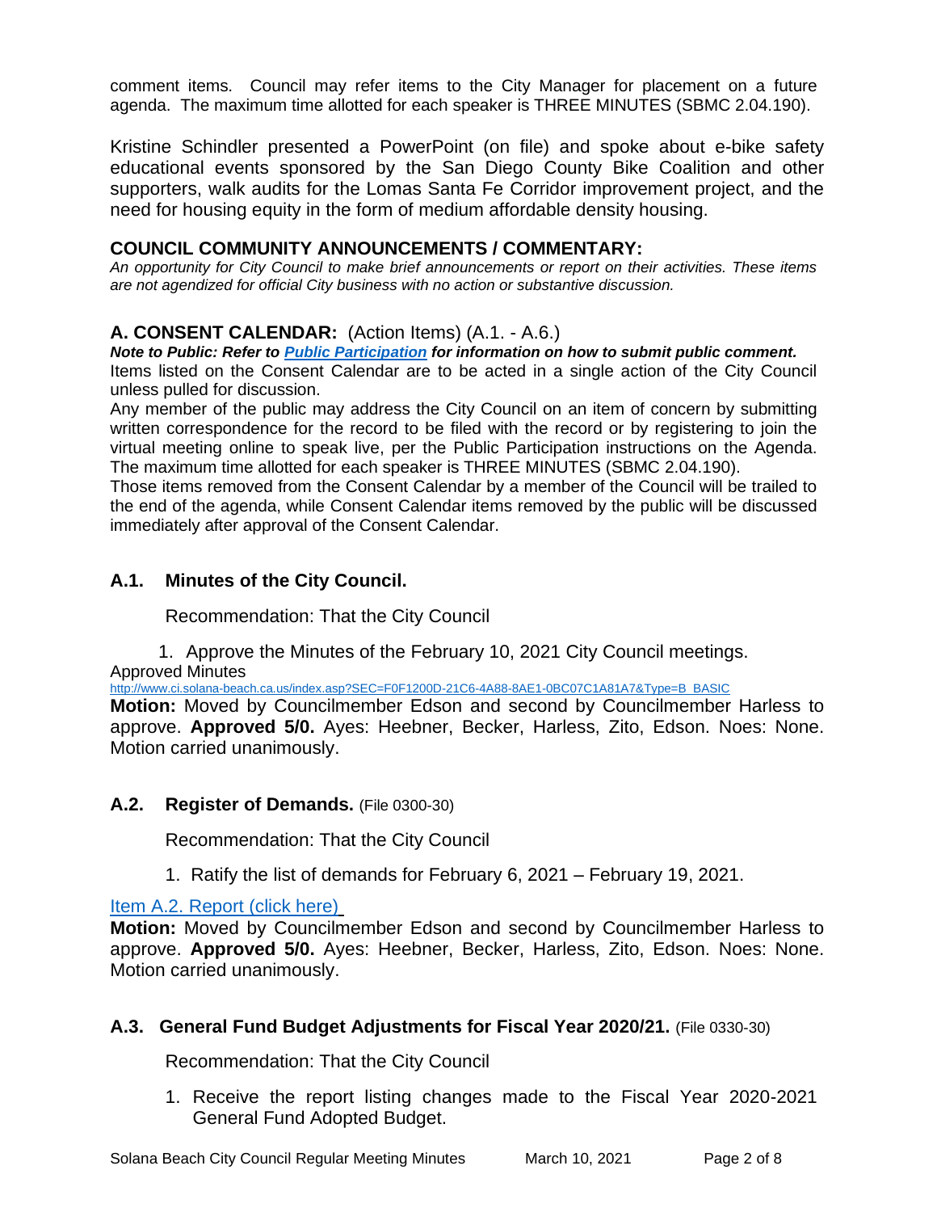comment items. Council may refer items to the City Manager for placement on a future agenda. The maximum time allotted for each speaker is THREE MINUTES (SBMC 2.04.190).

Kristine Schindler presented a PowerPoint (on file) and spoke about e-bike safety educational events sponsored by the San Diego County Bike Coalition and other supporters, walk audits for the Lomas Santa Fe Corridor improvement project, and the need for housing equity in the form of medium affordable density housing.

## COUNCIL COMMUNITY ANNOUNCEMENTS / COMMENTARY:

*An opportunity for City Council to make brief announcements or report on their activities. These items are not agendized for official City business with no action or substantive discussion.*

## A. CONSENT CALENDAR: (Action Items) (A.1. - A.6.)

***Note to Public: Refer to [Public Participation](#) for information on how to submit public comment.***

Items listed on the Consent Calendar are to be acted in a single action of the City Council unless pulled for discussion.

Any member of the public may address the City Council on an item of concern by submitting written correspondence for the record to be filed with the record or by registering to join the virtual meeting online to speak live, per the Public Participation instructions on the Agenda. The maximum time allotted for each speaker is THREE MINUTES (SBMC 2.04.190).

Those items removed from the Consent Calendar by a member of the Council will be trailed to the end of the agenda, while Consent Calendar items removed by the public will be discussed immediately after approval of the Consent Calendar.

### A.1. Minutes of the City Council.

Recommendation: That the City Council

1. Approve the Minutes of the February 10, 2021 City Council meetings.

Approved Minutes
http://www.ci.solana-beach.ca.us/index.asp?SEC=F0F1200D-21C6-4A88-8AE1-0BC07C1A81A7&Type=B_BASIC

**Motion:** Moved by Councilmember Edson and second by Councilmember Harless to approve. **Approved 5/0.** Ayes: Heebner, Becker, Harless, Zito, Edson. Noes: None. Motion carried unanimously.

### A.2. Register of Demands. (File 0300-30)

Recommendation: That the City Council

1. Ratify the list of demands for February 6, 2021 – February 19, 2021.

[Item A.2. Report (click here)](#)

**Motion:** Moved by Councilmember Edson and second by Councilmember Harless to approve. **Approved 5/0.** Ayes: Heebner, Becker, Harless, Zito, Edson. Noes: None. Motion carried unanimously.

### A.3. General Fund Budget Adjustments for Fiscal Year 2020/21. (File 0330-30)

Recommendation: That the City Council

1. Receive the report listing changes made to the Fiscal Year 2020-2021 General Fund Adopted Budget.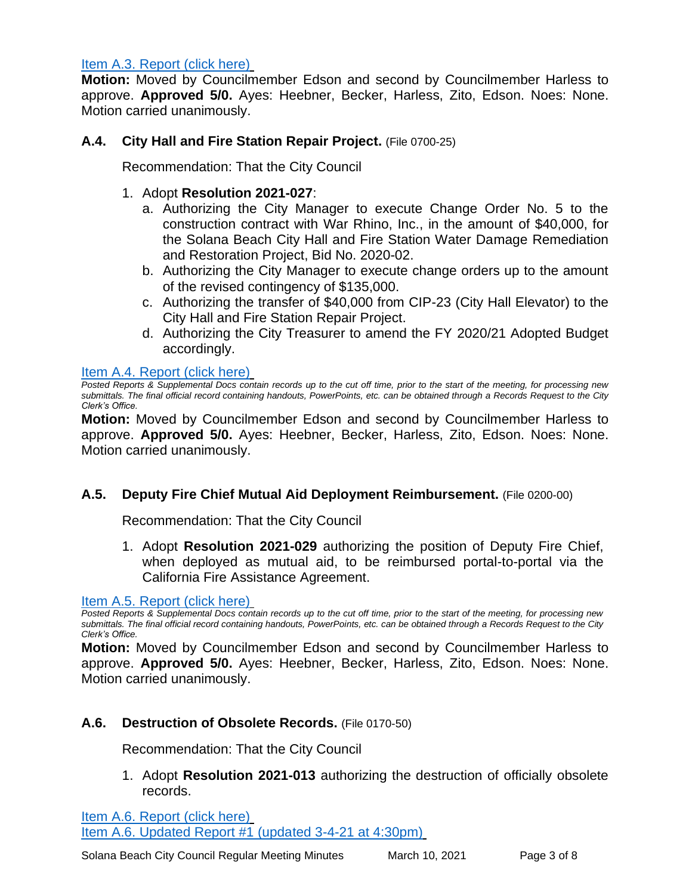Item A.3. Report (click here)

**Motion:** Moved by Councilmember Edson and second by Councilmember Harless to approve. **Approved 5/0.** Ayes: Heebner, Becker, Harless, Zito, Edson. Noes: None. Motion carried unanimously.

### A.4. City Hall and Fire Station Repair Project. (File 0700-25)

Recommendation: That the City Council

1. Adopt **Resolution 2021-027**:
   a. Authorizing the City Manager to execute Change Order No. 5 to the construction contract with War Rhino, Inc., in the amount of $40,000, for the Solana Beach City Hall and Fire Station Water Damage Remediation and Restoration Project, Bid No. 2020-02.
   b. Authorizing the City Manager to execute change orders up to the amount of the revised contingency of $135,000.
   c. Authorizing the transfer of $40,000 from CIP-23 (City Hall Elevator) to the City Hall and Fire Station Repair Project.
   d. Authorizing the City Treasurer to amend the FY 2020/21 Adopted Budget accordingly.

Item A.4. Report (click here)

*Posted Reports & Supplemental Docs contain records up to the cut off time, prior to the start of the meeting, for processing new submittals. The final official record containing handouts, PowerPoints, etc. can be obtained through a Records Request to the City Clerk's Office.*

**Motion:** Moved by Councilmember Edson and second by Councilmember Harless to approve. **Approved 5/0.** Ayes: Heebner, Becker, Harless, Zito, Edson. Noes: None. Motion carried unanimously.

### A.5. Deputy Fire Chief Mutual Aid Deployment Reimbursement. (File 0200-00)

Recommendation: That the City Council

1. Adopt **Resolution 2021-029** authorizing the position of Deputy Fire Chief, when deployed as mutual aid, to be reimbursed portal-to-portal via the California Fire Assistance Agreement.

Item A.5. Report (click here)

*Posted Reports & Supplemental Docs contain records up to the cut off time, prior to the start of the meeting, for processing new submittals. The final official record containing handouts, PowerPoints, etc. can be obtained through a Records Request to the City Clerk's Office.*

**Motion:** Moved by Councilmember Edson and second by Councilmember Harless to approve. **Approved 5/0.** Ayes: Heebner, Becker, Harless, Zito, Edson. Noes: None. Motion carried unanimously.

### A.6. Destruction of Obsolete Records. (File 0170-50)

Recommendation: That the City Council

1. Adopt **Resolution 2021-013** authorizing the destruction of officially obsolete records.

Item A.6. Report (click here)
Item A.6. Updated Report #1 (updated 3-4-21 at 4:30pm)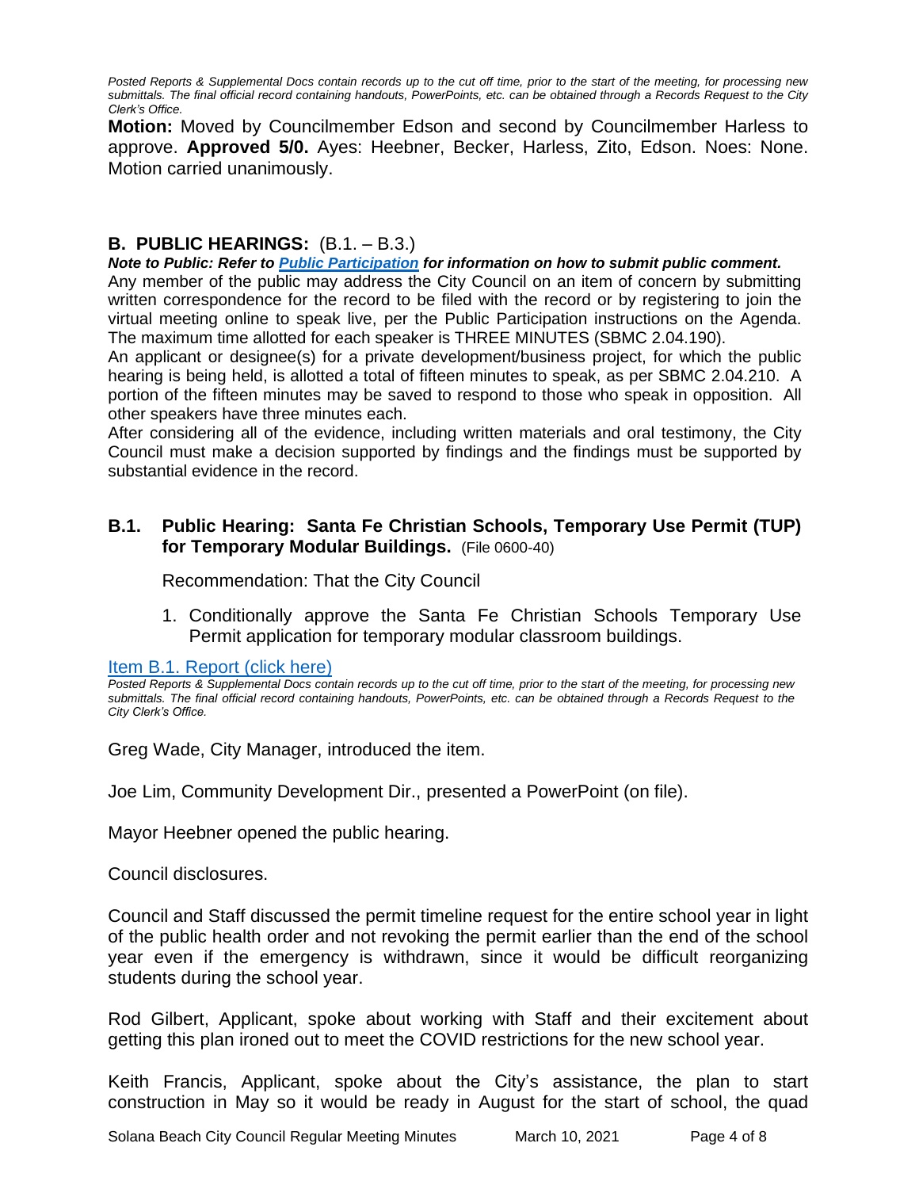*Posted Reports & Supplemental Docs contain records up to the cut off time, prior to the start of the meeting, for processing new submittals. The final official record containing handouts, PowerPoints, etc. can be obtained through a Records Request to the City Clerk's Office.*

**Motion:** Moved by Councilmember Edson and second by Councilmember Harless to approve. **Approved 5/0.** Ayes: Heebner, Becker, Harless, Zito, Edson. Noes: None. Motion carried unanimously.

## B. PUBLIC HEARINGS: (B.1. – B.3.)

***Note to Public: Refer to Public Participation for information on how to submit public comment.***

Any member of the public may address the City Council on an item of concern by submitting written correspondence for the record to be filed with the record or by registering to join the virtual meeting online to speak live, per the Public Participation instructions on the Agenda. The maximum time allotted for each speaker is THREE MINUTES (SBMC 2.04.190).

An applicant or designee(s) for a private development/business project, for which the public hearing is being held, is allotted a total of fifteen minutes to speak, as per SBMC 2.04.210. A portion of the fifteen minutes may be saved to respond to those who speak in opposition. All other speakers have three minutes each.

After considering all of the evidence, including written materials and oral testimony, the City Council must make a decision supported by findings and the findings must be supported by substantial evidence in the record.

### B.1. Public Hearing: Santa Fe Christian Schools, Temporary Use Permit (TUP) for Temporary Modular Buildings. (File 0600-40)

Recommendation: That the City Council

1. Conditionally approve the Santa Fe Christian Schools Temporary Use Permit application for temporary modular classroom buildings.

Item B.1. Report (click here)

*Posted Reports & Supplemental Docs contain records up to the cut off time, prior to the start of the meeting, for processing new submittals. The final official record containing handouts, PowerPoints, etc. can be obtained through a Records Request to the City Clerk's Office.*

Greg Wade, City Manager, introduced the item.

Joe Lim, Community Development Dir., presented a PowerPoint (on file).

Mayor Heebner opened the public hearing.

Council disclosures.

Council and Staff discussed the permit timeline request for the entire school year in light of the public health order and not revoking the permit earlier than the end of the school year even if the emergency is withdrawn, since it would be difficult reorganizing students during the school year.

Rod Gilbert, Applicant, spoke about working with Staff and their excitement about getting this plan ironed out to meet the COVID restrictions for the new school year.

Keith Francis, Applicant, spoke about the City's assistance, the plan to start construction in May so it would be ready in August for the start of school, the quad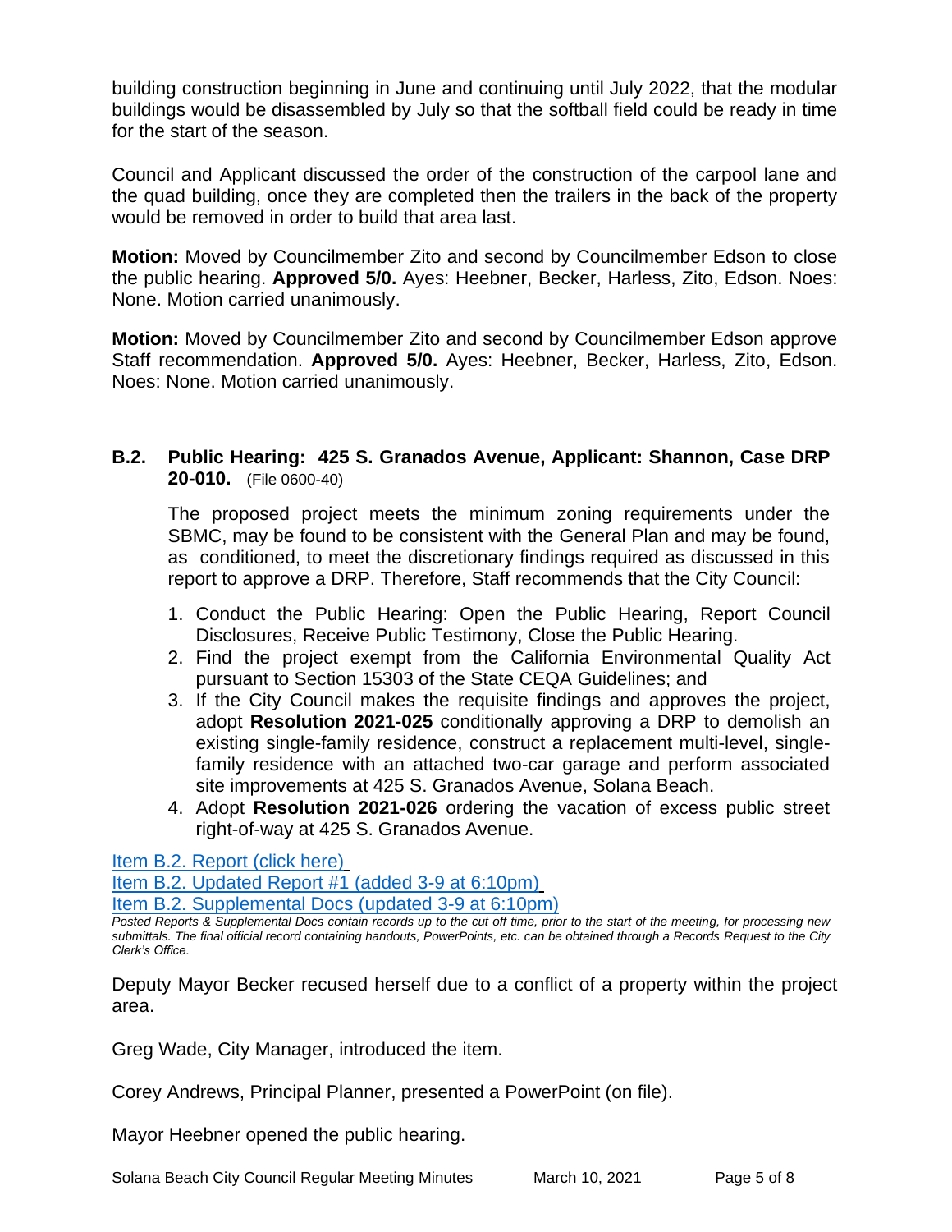building construction beginning in June and continuing until July 2022, that the modular buildings would be disassembled by July so that the softball field could be ready in time for the start of the season.

Council and Applicant discussed the order of the construction of the carpool lane and the quad building, once they are completed then the trailers in the back of the property would be removed in order to build that area last.

**Motion:** Moved by Councilmember Zito and second by Councilmember Edson to close the public hearing. **Approved 5/0.** Ayes: Heebner, Becker, Harless, Zito, Edson. Noes: None. Motion carried unanimously.

**Motion:** Moved by Councilmember Zito and second by Councilmember Edson approve Staff recommendation. **Approved 5/0.** Ayes: Heebner, Becker, Harless, Zito, Edson. Noes: None. Motion carried unanimously.

### B.2. Public Hearing: 425 S. Granados Avenue, Applicant: Shannon, Case DRP 20-010. (File 0600-40)

The proposed project meets the minimum zoning requirements under the SBMC, may be found to be consistent with the General Plan and may be found, as conditioned, to meet the discretionary findings required as discussed in this report to approve a DRP. Therefore, Staff recommends that the City Council:

1. Conduct the Public Hearing: Open the Public Hearing, Report Council Disclosures, Receive Public Testimony, Close the Public Hearing.
2. Find the project exempt from the California Environmental Quality Act pursuant to Section 15303 of the State CEQA Guidelines; and
3. If the City Council makes the requisite findings and approves the project, adopt **Resolution 2021-025** conditionally approving a DRP to demolish an existing single-family residence, construct a replacement multi-level, single-family residence with an attached two-car garage and perform associated site improvements at 425 S. Granados Avenue, Solana Beach.
4. Adopt **Resolution 2021-026** ordering the vacation of excess public street right-of-way at 425 S. Granados Avenue.

Item B.2. Report (click here)
Item B.2. Updated Report #1 (added 3-9 at 6:10pm)
Item B.2. Supplemental Docs (updated 3-9 at 6:10pm)

*Posted Reports & Supplemental Docs contain records up to the cut off time, prior to the start of the meeting, for processing new submittals. The final official record containing handouts, PowerPoints, etc. can be obtained through a Records Request to the City Clerk's Office.*

Deputy Mayor Becker recused herself due to a conflict of a property within the project area.

Greg Wade, City Manager, introduced the item.

Corey Andrews, Principal Planner, presented a PowerPoint (on file).

Mayor Heebner opened the public hearing.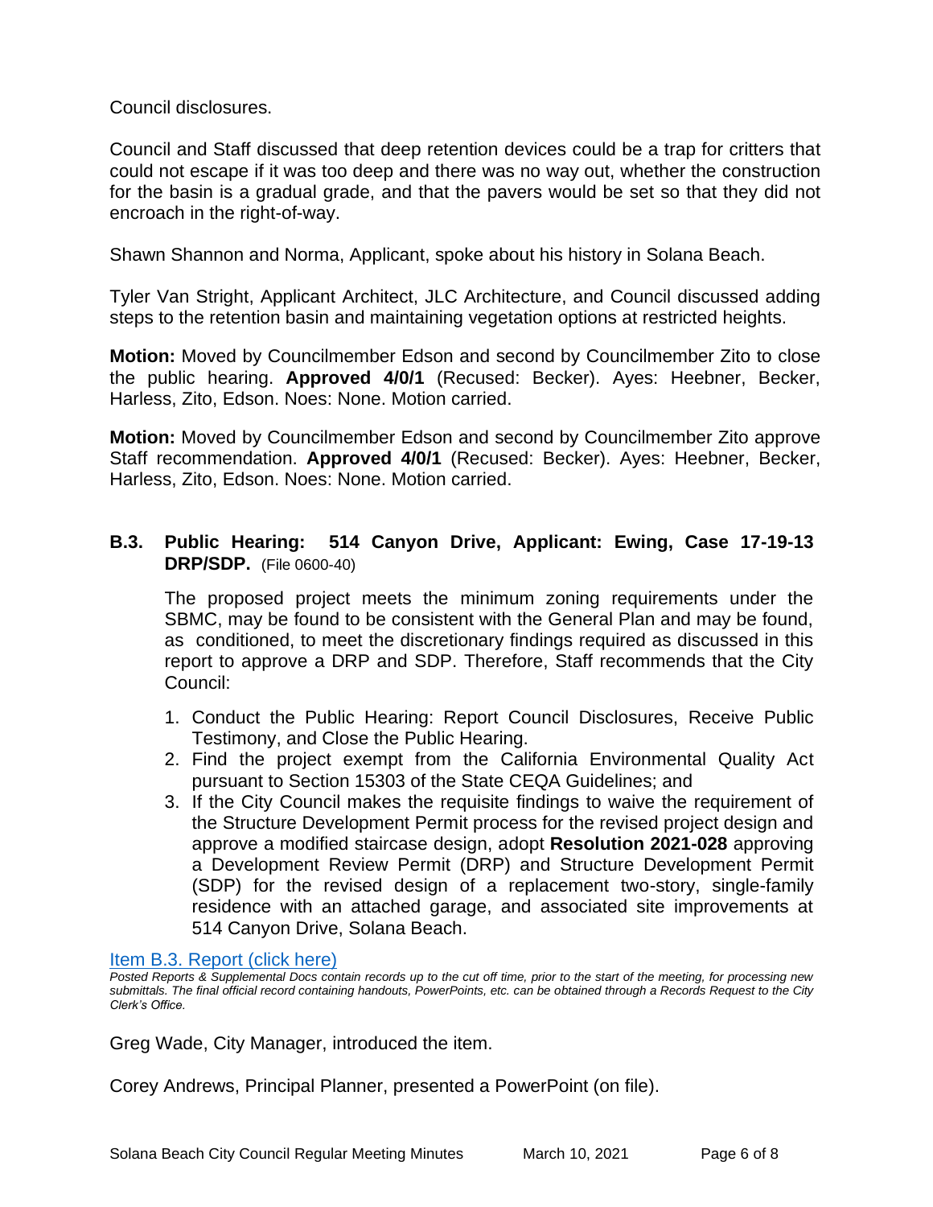Council disclosures.

Council and Staff discussed that deep retention devices could be a trap for critters that could not escape if it was too deep and there was no way out, whether the construction for the basin is a gradual grade, and that the pavers would be set so that they did not encroach in the right-of-way.

Shawn Shannon and Norma, Applicant, spoke about his history in Solana Beach.

Tyler Van Stright, Applicant Architect, JLC Architecture, and Council discussed adding steps to the retention basin and maintaining vegetation options at restricted heights.

**Motion:** Moved by Councilmember Edson and second by Councilmember Zito to close the public hearing. **Approved 4/0/1** (Recused: Becker). Ayes: Heebner, Becker, Harless, Zito, Edson. Noes: None. Motion carried.

**Motion:** Moved by Councilmember Edson and second by Councilmember Zito approve Staff recommendation. **Approved 4/0/1** (Recused: Becker). Ayes: Heebner, Becker, Harless, Zito, Edson. Noes: None. Motion carried.

### B.3. Public Hearing: 514 Canyon Drive, Applicant: Ewing, Case 17-19-13 DRP/SDP. (File 0600-40)

The proposed project meets the minimum zoning requirements under the SBMC, may be found to be consistent with the General Plan and may be found, as conditioned, to meet the discretionary findings required as discussed in this report to approve a DRP and SDP. Therefore, Staff recommends that the City Council:

1. Conduct the Public Hearing: Report Council Disclosures, Receive Public Testimony, and Close the Public Hearing.
2. Find the project exempt from the California Environmental Quality Act pursuant to Section 15303 of the State CEQA Guidelines; and
3. If the City Council makes the requisite findings to waive the requirement of the Structure Development Permit process for the revised project design and approve a modified staircase design, adopt **Resolution 2021-028** approving a Development Review Permit (DRP) and Structure Development Permit (SDP) for the revised design of a replacement two-story, single-family residence with an attached garage, and associated site improvements at 514 Canyon Drive, Solana Beach.

Item B.3. Report (click here)

*Posted Reports & Supplemental Docs contain records up to the cut off time, prior to the start of the meeting, for processing new submittals. The final official record containing handouts, PowerPoints, etc. can be obtained through a Records Request to the City Clerk's Office.*

Greg Wade, City Manager, introduced the item.

Corey Andrews, Principal Planner, presented a PowerPoint (on file).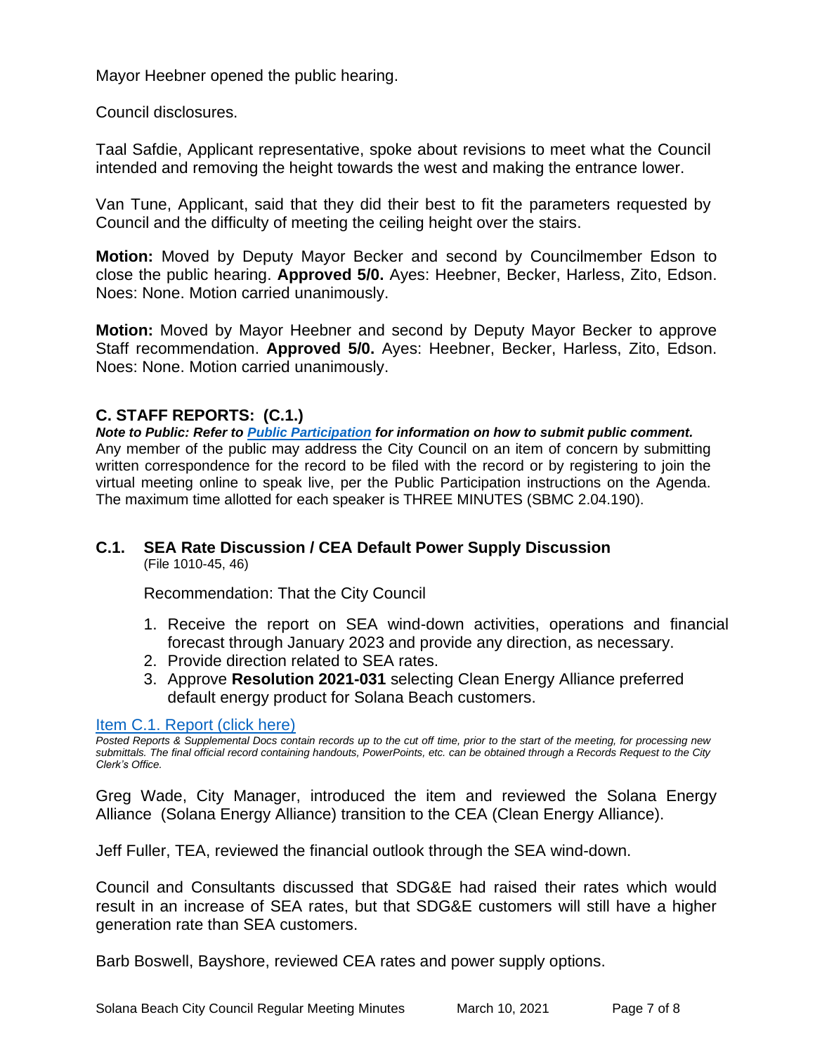Mayor Heebner opened the public hearing.

Council disclosures.

Taal Safdie, Applicant representative, spoke about revisions to meet what the Council intended and removing the height towards the west and making the entrance lower.

Van Tune, Applicant, said that they did their best to fit the parameters requested by Council and the difficulty of meeting the ceiling height over the stairs.

**Motion:** Moved by Deputy Mayor Becker and second by Councilmember Edson to close the public hearing. **Approved 5/0.** Ayes: Heebner, Becker, Harless, Zito, Edson. Noes: None. Motion carried unanimously.

**Motion:** Moved by Mayor Heebner and second by Deputy Mayor Becker to approve Staff recommendation. **Approved 5/0.** Ayes: Heebner, Becker, Harless, Zito, Edson. Noes: None. Motion carried unanimously.

## C. STAFF REPORTS: (C.1.)

***Note to Public: Refer to [Public Participation]() for information on how to submit public comment.***
Any member of the public may address the City Council on an item of concern by submitting written correspondence for the record to be filed with the record or by registering to join the virtual meeting online to speak live, per the Public Participation instructions on the Agenda. The maximum time allotted for each speaker is THREE MINUTES (SBMC 2.04.190).

### C.1. SEA Rate Discussion / CEA Default Power Supply Discussion

(File 1010-45, 46)

Recommendation: That the City Council

1. Receive the report on SEA wind-down activities, operations and financial forecast through January 2023 and provide any direction, as necessary.
2. Provide direction related to SEA rates.
3. Approve **Resolution 2021-031** selecting Clean Energy Alliance preferred default energy product for Solana Beach customers.

[Item C.1. Report (click here)]()

*Posted Reports & Supplemental Docs contain records up to the cut off time, prior to the start of the meeting, for processing new submittals. The final official record containing handouts, PowerPoints, etc. can be obtained through a Records Request to the City Clerk's Office.*

Greg Wade, City Manager, introduced the item and reviewed the Solana Energy Alliance (Solana Energy Alliance) transition to the CEA (Clean Energy Alliance).

Jeff Fuller, TEA, reviewed the financial outlook through the SEA wind-down.

Council and Consultants discussed that SDG&E had raised their rates which would result in an increase of SEA rates, but that SDG&E customers will still have a higher generation rate than SEA customers.

Barb Boswell, Bayshore, reviewed CEA rates and power supply options.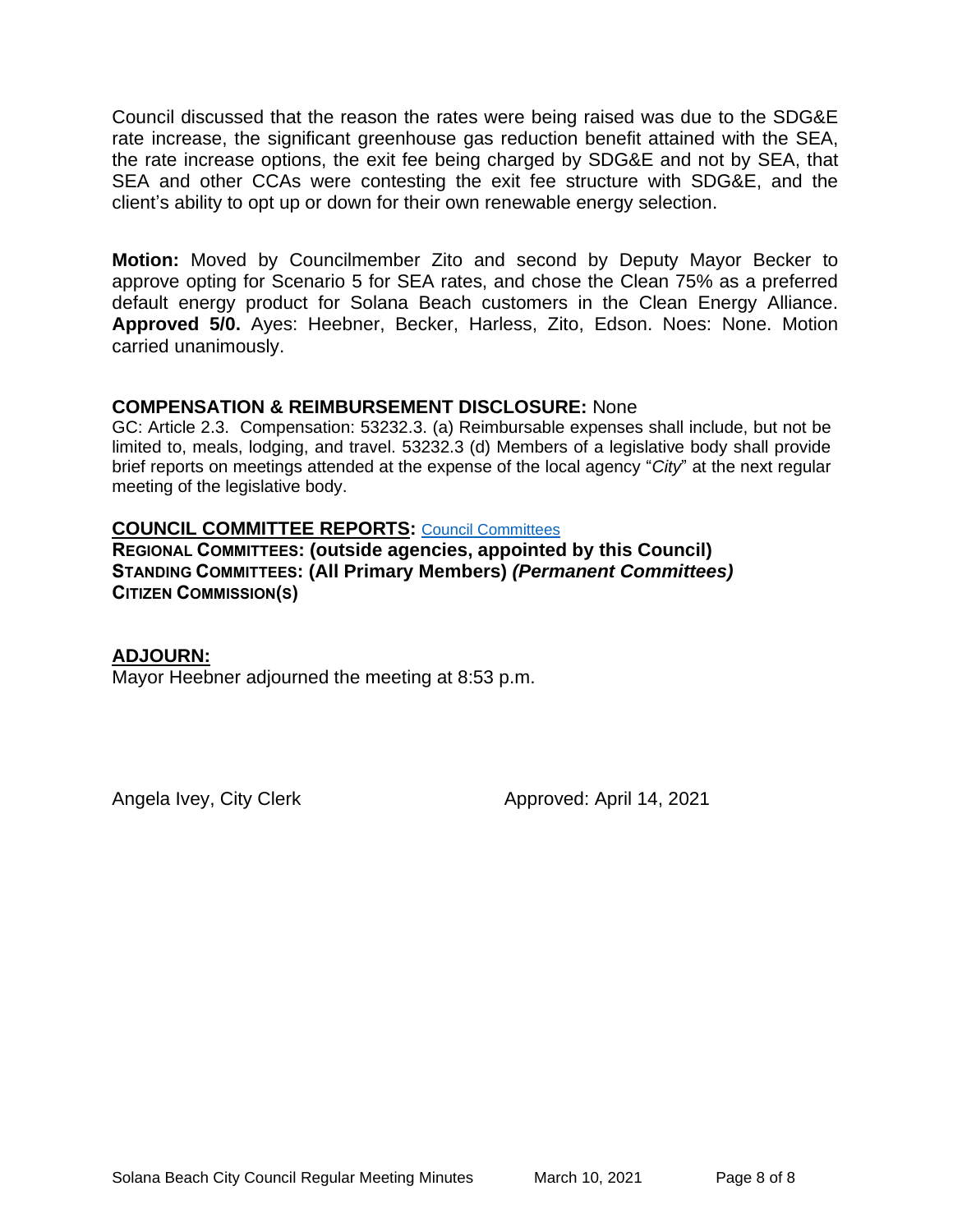Council discussed that the reason the rates were being raised was due to the SDG&E rate increase, the significant greenhouse gas reduction benefit attained with the SEA, the rate increase options, the exit fee being charged by SDG&E and not by SEA, that SEA and other CCAs were contesting the exit fee structure with SDG&E, and the client's ability to opt up or down for their own renewable energy selection.

**Motion:** Moved by Councilmember Zito and second by Deputy Mayor Becker to approve opting for Scenario 5 for SEA rates, and chose the Clean 75% as a preferred default energy product for Solana Beach customers in the Clean Energy Alliance. **Approved 5/0.** Ayes: Heebner, Becker, Harless, Zito, Edson. Noes: None. Motion carried unanimously.

## COMPENSATION & REIMBURSEMENT DISCLOSURE: None

GC: Article 2.3. Compensation: 53232.3. (a) Reimbursable expenses shall include, but not be limited to, meals, lodging, and travel. 53232.3 (d) Members of a legislative body shall provide brief reports on meetings attended at the expense of the local agency "*City*" at the next regular meeting of the legislative body.

## COUNCIL COMMITTEE REPORTS: Council Committees

**REGIONAL COMMITTEES: (outside agencies, appointed by this Council)**
**STANDING COMMITTEES: (All Primary Members) *(Permanent Committees)***
**CITIZEN COMMISSION(S)**

## ADJOURN:

Mayor Heebner adjourned the meeting at 8:53 p.m.

Angela Ivey, City Clerk Approved: April 14, 2021